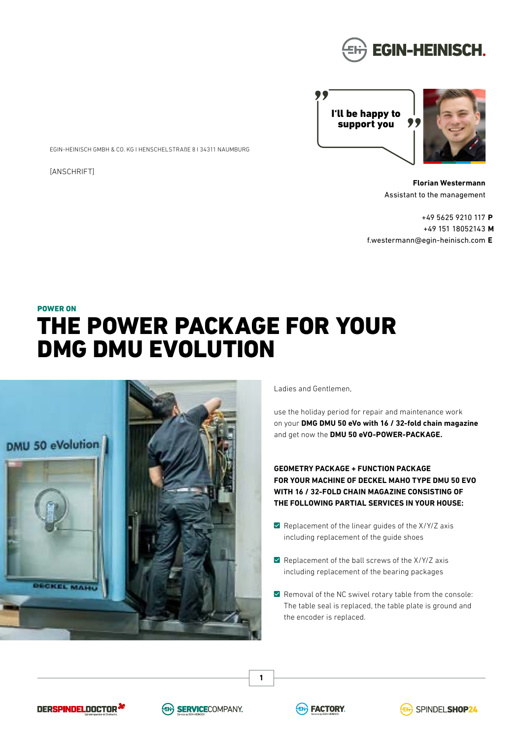EGIN-HEINISCH.

I'll be happy to support you

EGIN-HEINISCH GMBH & CO. KG I HENSCHELSTRAẞE 8 I 34311 NAUMBURG

[ANSCHRIFT]

**Florian Westermann**
Assistant to the management

+49 5625 9210 117 **P**
+49 151 18052143 **M**
f.westermann@egin-heinisch.com **E**

**POWER ON**

# THE POWER PACKAGE FOR YOUR DMG DMU EVOLUTION

Ladies and Gentlemen,

use the holiday period for repair and maintenance work on your **DMG DMU 50 eVo with 16 / 32-fold chain magazine** and get now the **DMU 50 eVO-POWER-PACKAGE.**

**GEOMETRY PACKAGE + FUNCTION PACKAGE FOR YOUR MACHINE OF DECKEL MAHO TYPE DMU 50 EVO WITH 16 / 32-FOLD CHAIN MAGAZINE CONSISTING OF THE FOLLOWING PARTIAL SERVICES IN YOUR HOUSE:**

- Replacement of the linear guides of the X/Y/Z axis including replacement of the guide shoes
- Replacement of the ball screws of the X/Y/Z axis including replacement of the bearing packages
- Removal of the NC swivel rotary table from the console: The table seal is replaced, the table plate is ground and the encoder is replaced.

DERSPINDELDOCTOR | SERVICECOMPANY. | FACTORY. | SPINDELSHOP24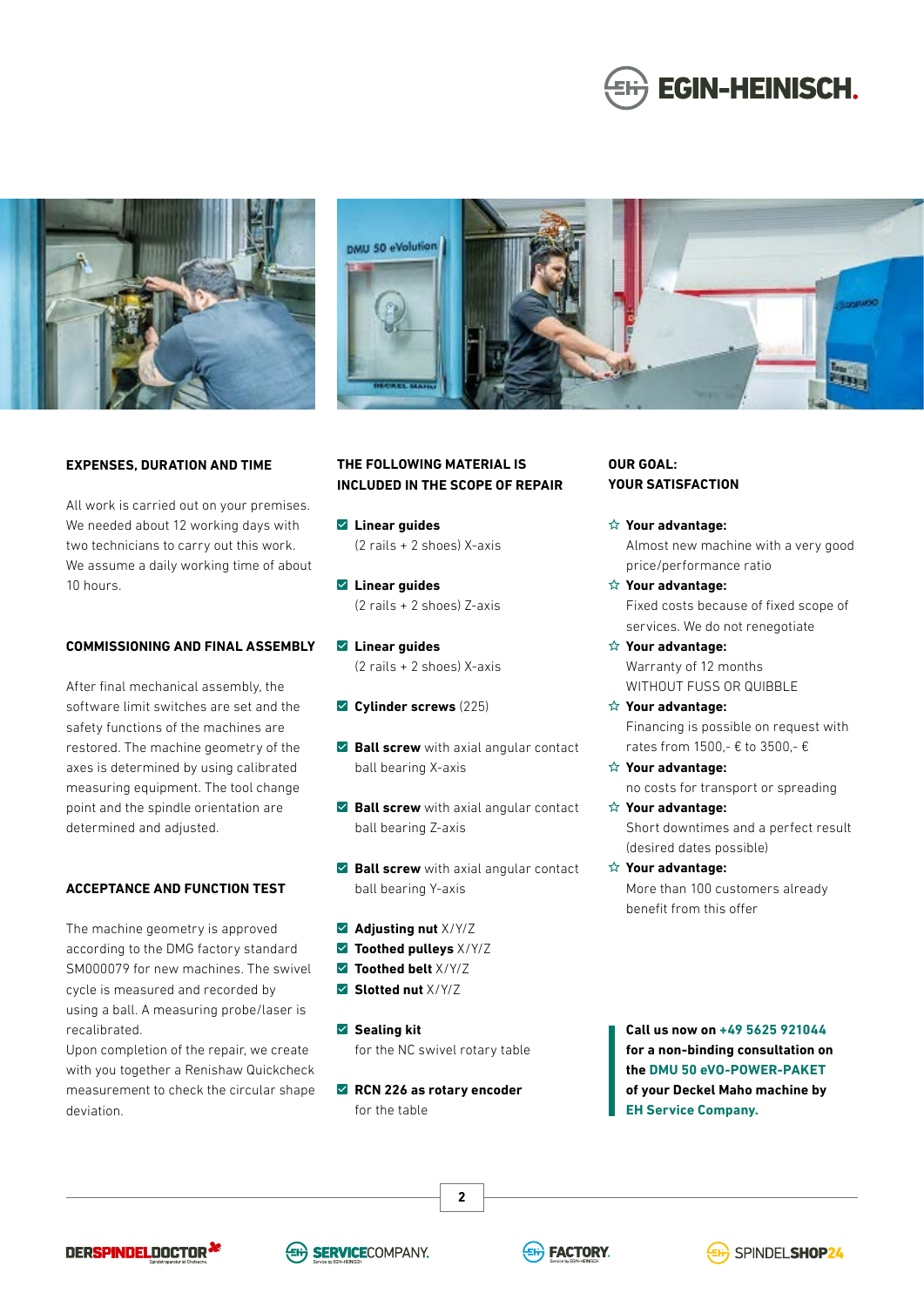## EXPENSES, DURATION AND TIME

All work is carried out on your premises. We needed about 12 working days with two technicians to carry out this work. We assume a daily working time of about 10 hours.

## COMMISSIONING AND FINAL ASSEMBLY

After final mechanical assembly, the software limit switches are set and the safety functions of the machines are restored. The machine geometry of the axes is determined by using calibrated measuring equipment. The tool change point and the spindle orientation are determined and adjusted.

## ACCEPTANCE AND FUNCTION TEST

The machine geometry is approved according to the DMG factory standard SM000079 for new machines. The swivel cycle is measured and recorded by using a ball. A measuring probe/laser is recalibrated.
Upon completion of the repair, we create with you together a Renishaw Quickcheck measurement to check the circular shape deviation.

## THE FOLLOWING MATERIAL IS INCLUDED IN THE SCOPE OF REPAIR

- **Linear guides** (2 rails + 2 shoes) X-axis
- **Linear guides** (2 rails + 2 shoes) Z-axis
- **Linear guides** (2 rails + 2 shoes) X-axis
- **Cylinder screws** (225)
- **Ball screw** with axial angular contact ball bearing X-axis
- **Ball screw** with axial angular contact ball bearing Z-axis
- **Ball screw** with axial angular contact ball bearing Y-axis
- **Adjusting nut** X/Y/Z
- **Toothed pulleys** X/Y/Z
- **Toothed belt** X/Y/Z
- **Slotted nut** X/Y/Z
- **Sealing kit** for the NC swivel rotary table
- **RCN 226 as rotary encoder** for the table

## OUR GOAL: YOUR SATISFACTION

- **Your advantage:** Almost new machine with a very good price/performance ratio
- **Your advantage:** Fixed costs because of fixed scope of services. We do not renegotiate
- **Your advantage:** Warranty of 12 months WITHOUT FUSS OR QUIBBLE
- **Your advantage:** Financing is possible on request with rates from 1500,- € to 3500,- €
- **Your advantage:** no costs for transport or spreading
- **Your advantage:** Short downtimes and a perfect result (desired dates possible)
- **Your advantage:** More than 100 customers already benefit from this offer

**Call us now on +49 5625 921044 for a non-binding consultation on the DMU 50 eVO-POWER-PAKET of your Deckel Maho machine by EH Service Company.**